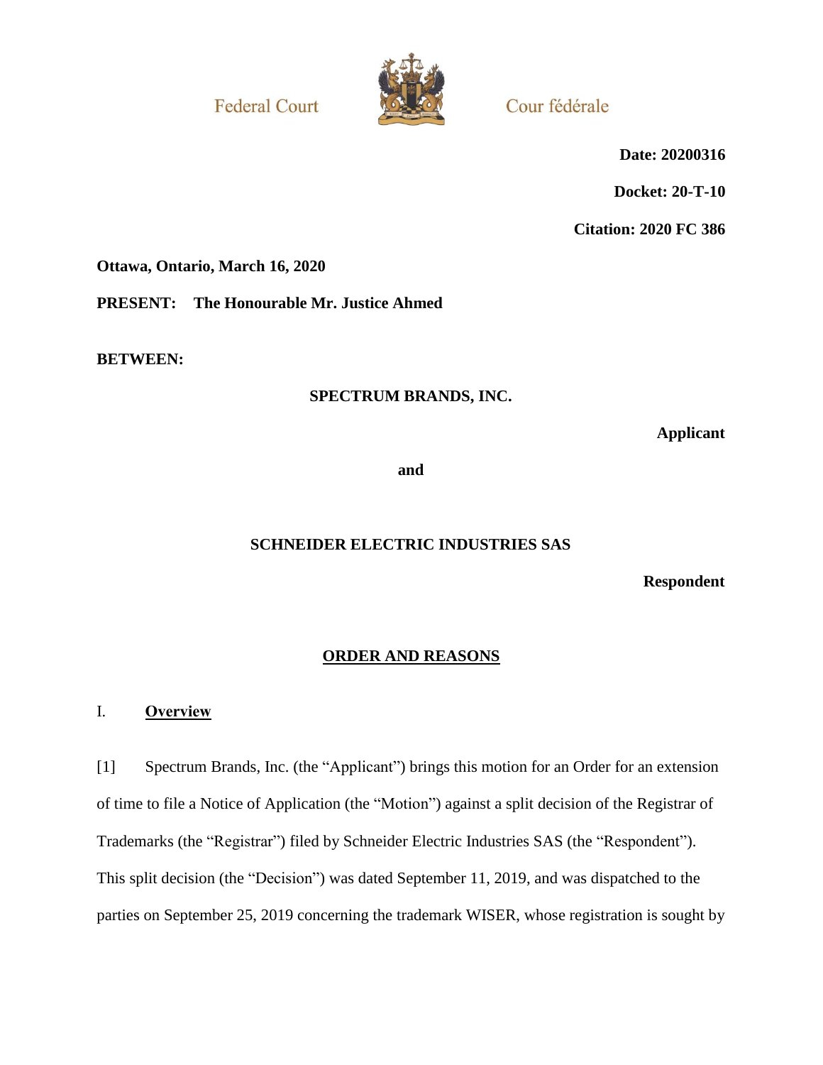Federal Court | Cour fédérale

**Date: 20200316**

**Docket: 20-T-10**

**Citation: 2020 FC 386**

**Ottawa, Ontario, March 16, 2020**

**PRESENT: The Honourable Mr. Justice Ahmed**

**BETWEEN:**

**SPECTRUM BRANDS, INC.**

**Applicant**

**and**

**SCHNEIDER ELECTRIC INDUSTRIES SAS**

**Respondent**

## ORDER AND REASONS

### I. Overview

[1] Spectrum Brands, Inc. (the "Applicant") brings this motion for an Order for an extension of time to file a Notice of Application (the "Motion") against a split decision of the Registrar of Trademarks (the "Registrar") filed by Schneider Electric Industries SAS (the "Respondent"). This split decision (the "Decision") was dated September 11, 2019, and was dispatched to the parties on September 25, 2019 concerning the trademark WISER, whose registration is sought by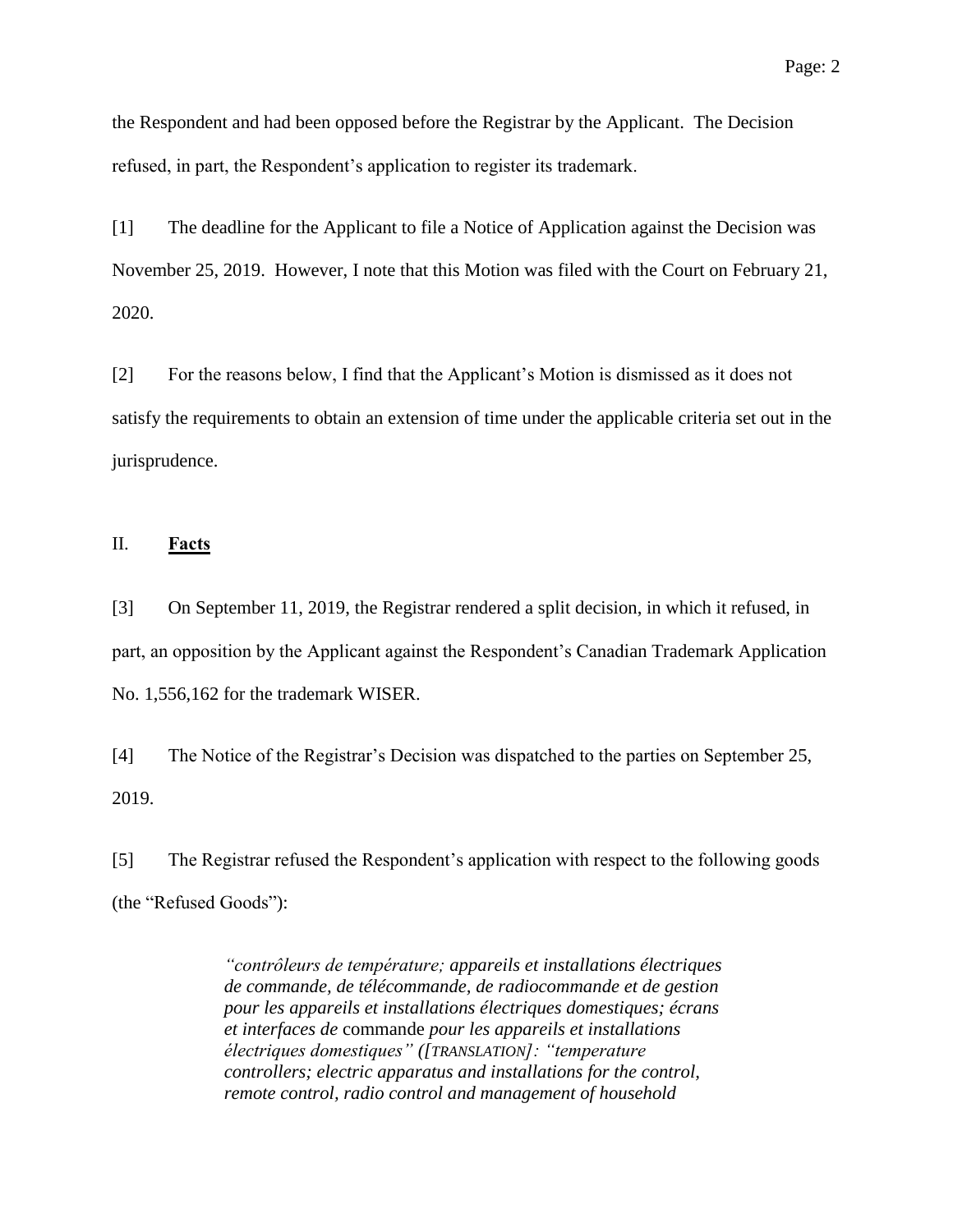the Respondent and had been opposed before the Registrar by the Applicant. The Decision refused, in part, the Respondent's application to register its trademark.

[1] The deadline for the Applicant to file a Notice of Application against the Decision was November 25, 2019. However, I note that this Motion was filed with the Court on February 21, 2020.

[2] For the reasons below, I find that the Applicant's Motion is dismissed as it does not satisfy the requirements to obtain an extension of time under the applicable criteria set out in the jurisprudence.

## II. **Facts**

[3] On September 11, 2019, the Registrar rendered a split decision, in which it refused, in part, an opposition by the Applicant against the Respondent's Canadian Trademark Application No. 1,556,162 for the trademark WISER.

[4] The Notice of the Registrar's Decision was dispatched to the parties on September 25, 2019.

[5] The Registrar refused the Respondent's application with respect to the following goods (the "Refused Goods"):

> *"contrôleurs de température; appareils et installations électriques de commande, de télécommande, de radiocommande et de gestion pour les appareils et installations électriques domestiques; écrans et interfaces de* commande *pour les appareils et installations électriques domestiques" ([TRANSLATION]: "temperature controllers; electric apparatus and installations for the control, remote control, radio control and management of household*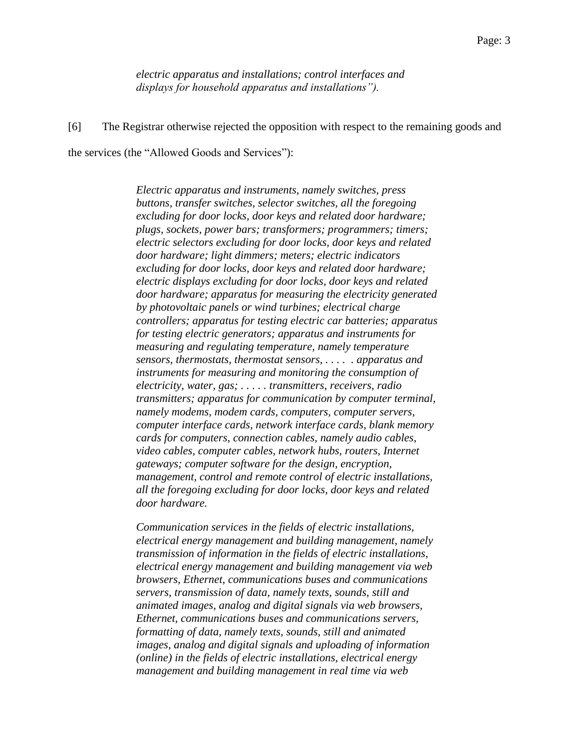*electric apparatus and installations; control interfaces and displays for household apparatus and installations”).*

[6] The Registrar otherwise rejected the opposition with respect to the remaining goods and the services (the “Allowed Goods and Services”):

> *Electric apparatus and instruments, namely switches, press buttons, transfer switches, selector switches, all the foregoing excluding for door locks, door keys and related door hardware; plugs, sockets, power bars; transformers; programmers; timers; electric selectors excluding for door locks, door keys and related door hardware; light dimmers; meters; electric indicators excluding for door locks, door keys and related door hardware; electric displays excluding for door locks, door keys and related door hardware; apparatus for measuring the electricity generated by photovoltaic panels or wind turbines; electrical charge controllers; apparatus for testing electric car batteries; apparatus for testing electric generators; apparatus and instruments for measuring and regulating temperature, namely temperature sensors, thermostats, thermostat sensors, . . . . . apparatus and instruments for measuring and monitoring the consumption of electricity, water, gas; . . . . . transmitters, receivers, radio transmitters; apparatus for communication by computer terminal, namely modems, modem cards, computers, computer servers, computer interface cards, network interface cards, blank memory cards for computers, connection cables, namely audio cables, video cables, computer cables, network hubs, routers, Internet gateways; computer software for the design, encryption, management, control and remote control of electric installations, all the foregoing excluding for door locks, door keys and related door hardware.*
>
> *Communication services in the fields of electric installations, electrical energy management and building management, namely transmission of information in the fields of electric installations, electrical energy management and building management via web browsers, Ethernet, communications buses and communications servers, transmission of data, namely texts, sounds, still and animated images, analog and digital signals via web browsers, Ethernet, communications buses and communications servers, formatting of data, namely texts, sounds, still and animated images, analog and digital signals and uploading of information (online) in the fields of electric installations, electrical energy management and building management in real time via web*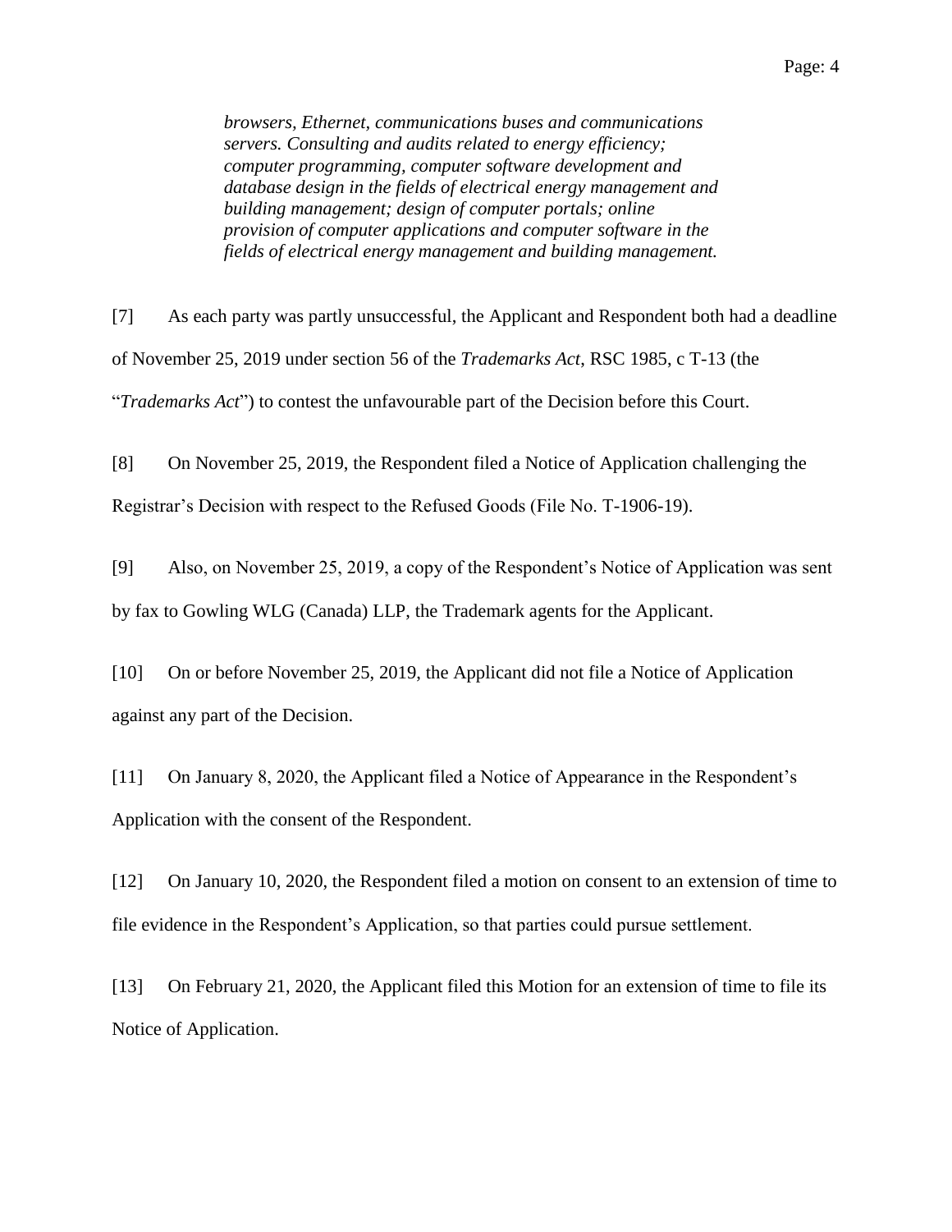> *browsers, Ethernet, communications buses and communications servers. Consulting and audits related to energy efficiency; computer programming, computer software development and database design in the fields of electrical energy management and building management; design of computer portals; online provision of computer applications and computer software in the fields of electrical energy management and building management.*

[7] As each party was partly unsuccessful, the Applicant and Respondent both had a deadline of November 25, 2019 under section 56 of the *Trademarks Act*, RSC 1985, c T-13 (the "*Trademarks Act*") to contest the unfavourable part of the Decision before this Court.

[8] On November 25, 2019, the Respondent filed a Notice of Application challenging the Registrar's Decision with respect to the Refused Goods (File No. T-1906-19).

[9] Also, on November 25, 2019, a copy of the Respondent's Notice of Application was sent by fax to Gowling WLG (Canada) LLP, the Trademark agents for the Applicant.

[10] On or before November 25, 2019, the Applicant did not file a Notice of Application against any part of the Decision.

[11] On January 8, 2020, the Applicant filed a Notice of Appearance in the Respondent's Application with the consent of the Respondent.

[12] On January 10, 2020, the Respondent filed a motion on consent to an extension of time to file evidence in the Respondent's Application, so that parties could pursue settlement.

[13] On February 21, 2020, the Applicant filed this Motion for an extension of time to file its Notice of Application.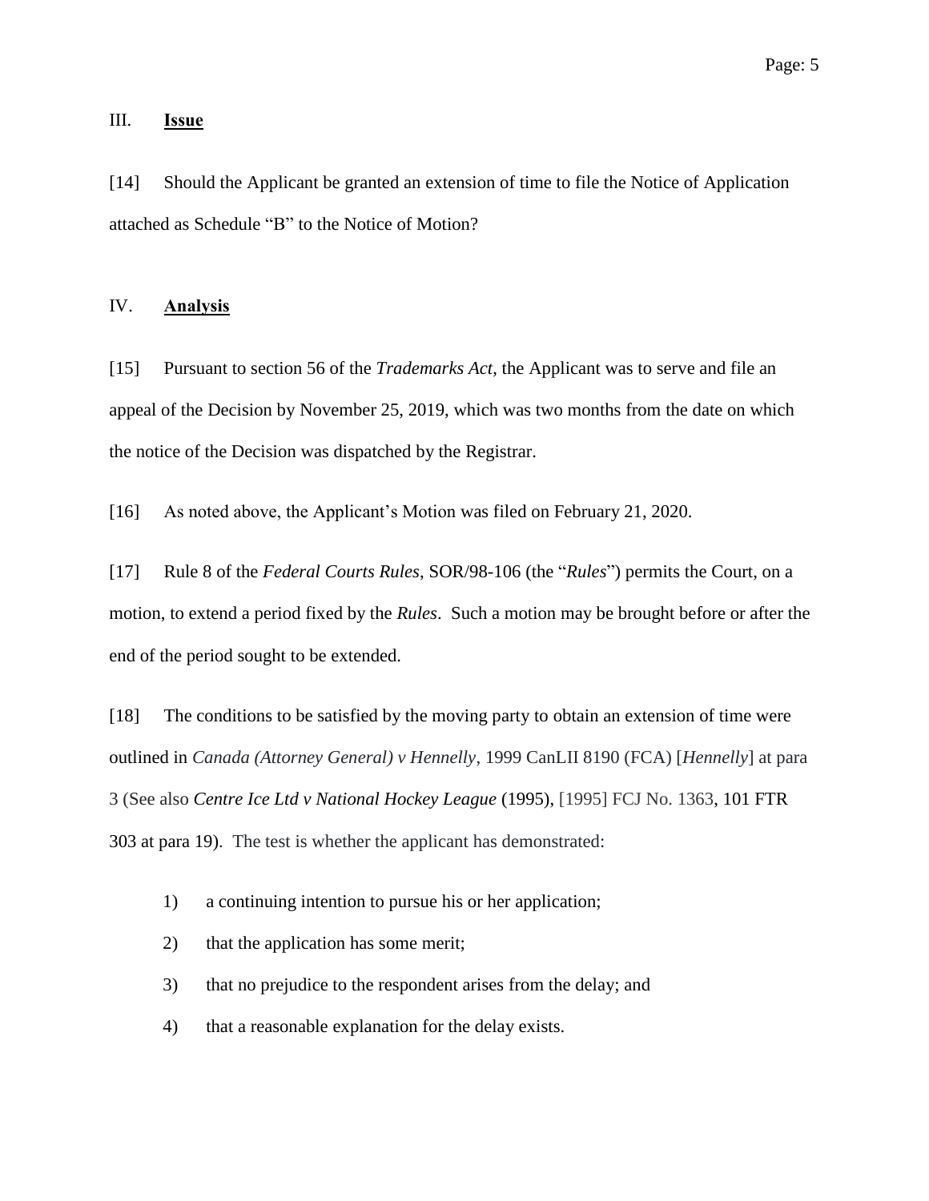## III. **Issue**

[14] Should the Applicant be granted an extension of time to file the Notice of Application attached as Schedule "B" to the Notice of Motion?

## IV. **Analysis**

[15] Pursuant to section 56 of the *Trademarks Act*, the Applicant was to serve and file an appeal of the Decision by November 25, 2019, which was two months from the date on which the notice of the Decision was dispatched by the Registrar.

[16] As noted above, the Applicant's Motion was filed on February 21, 2020.

[17] Rule 8 of the *Federal Courts Rules*, SOR/98-106 (the "*Rules*") permits the Court, on a motion, to extend a period fixed by the *Rules*. Such a motion may be brought before or after the end of the period sought to be extended.

[18] The conditions to be satisfied by the moving party to obtain an extension of time were outlined in *Canada (Attorney General) v Hennelly*, 1999 CanLII 8190 (FCA) [*Hennelly*] at para 3 (See also *Centre Ice Ltd v National Hockey League* (1995), [1995] FCJ No. 1363, 101 FTR 303 at para 19). The test is whether the applicant has demonstrated:

1) a continuing intention to pursue his or her application;
2) that the application has some merit;
3) that no prejudice to the respondent arises from the delay; and
4) that a reasonable explanation for the delay exists.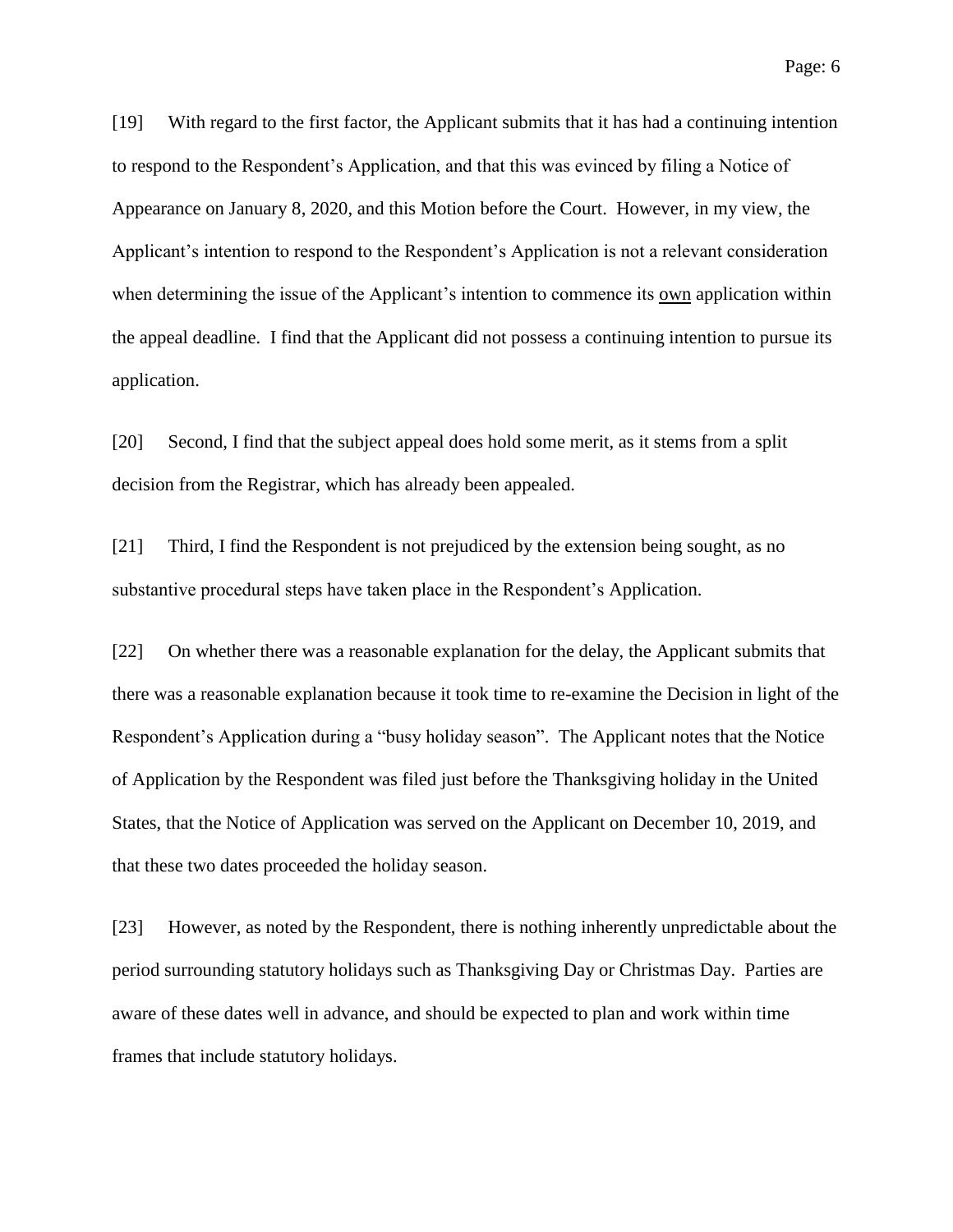[19] With regard to the first factor, the Applicant submits that it has had a continuing intention to respond to the Respondent's Application, and that this was evinced by filing a Notice of Appearance on January 8, 2020, and this Motion before the Court. However, in my view, the Applicant's intention to respond to the Respondent's Application is not a relevant consideration when determining the issue of the Applicant's intention to commence its <u>own</u> application within the appeal deadline. I find that the Applicant did not possess a continuing intention to pursue its application.

[20] Second, I find that the subject appeal does hold some merit, as it stems from a split decision from the Registrar, which has already been appealed.

[21] Third, I find the Respondent is not prejudiced by the extension being sought, as no substantive procedural steps have taken place in the Respondent's Application.

[22] On whether there was a reasonable explanation for the delay, the Applicant submits that there was a reasonable explanation because it took time to re-examine the Decision in light of the Respondent's Application during a "busy holiday season". The Applicant notes that the Notice of Application by the Respondent was filed just before the Thanksgiving holiday in the United States, that the Notice of Application was served on the Applicant on December 10, 2019, and that these two dates proceeded the holiday season.

[23] However, as noted by the Respondent, there is nothing inherently unpredictable about the period surrounding statutory holidays such as Thanksgiving Day or Christmas Day. Parties are aware of these dates well in advance, and should be expected to plan and work within time frames that include statutory holidays.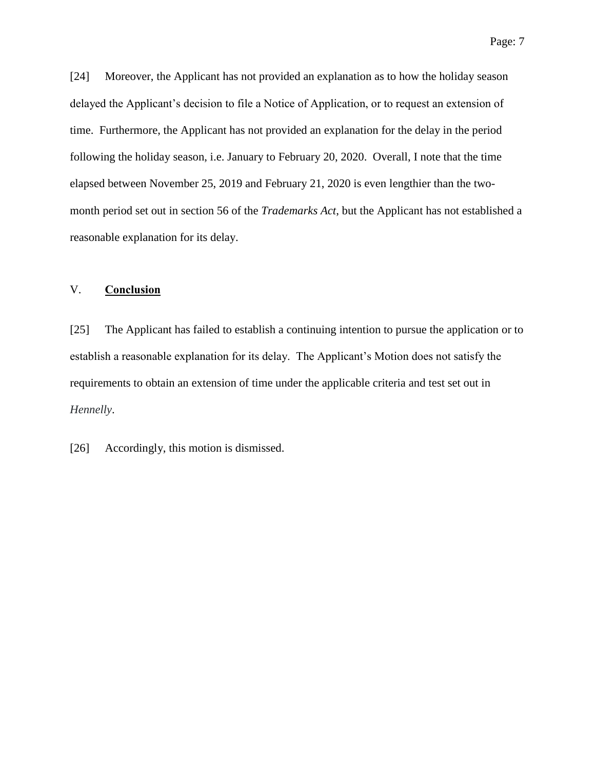[24] Moreover, the Applicant has not provided an explanation as to how the holiday season delayed the Applicant's decision to file a Notice of Application, or to request an extension of time. Furthermore, the Applicant has not provided an explanation for the delay in the period following the holiday season, i.e. January to February 20, 2020. Overall, I note that the time elapsed between November 25, 2019 and February 21, 2020 is even lengthier than the two-month period set out in section 56 of the *Trademarks Act*, but the Applicant has not established a reasonable explanation for its delay.

## V. **Conclusion**

[25] The Applicant has failed to establish a continuing intention to pursue the application or to establish a reasonable explanation for its delay. The Applicant's Motion does not satisfy the requirements to obtain an extension of time under the applicable criteria and test set out in *Hennelly*.

[26] Accordingly, this motion is dismissed.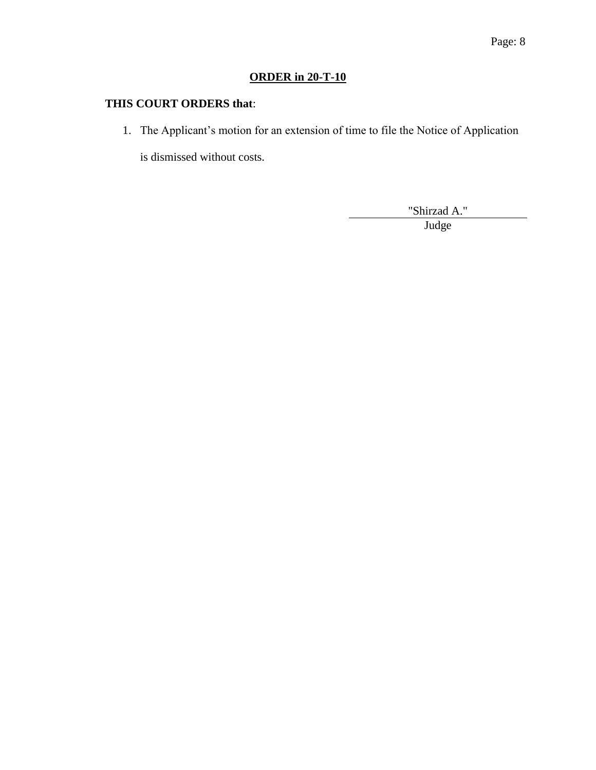## **ORDER in 20-T-10**

**THIS COURT ORDERS that**:

1. The Applicant's motion for an extension of time to file the Notice of Application is dismissed without costs.

"Shirzad A."

Judge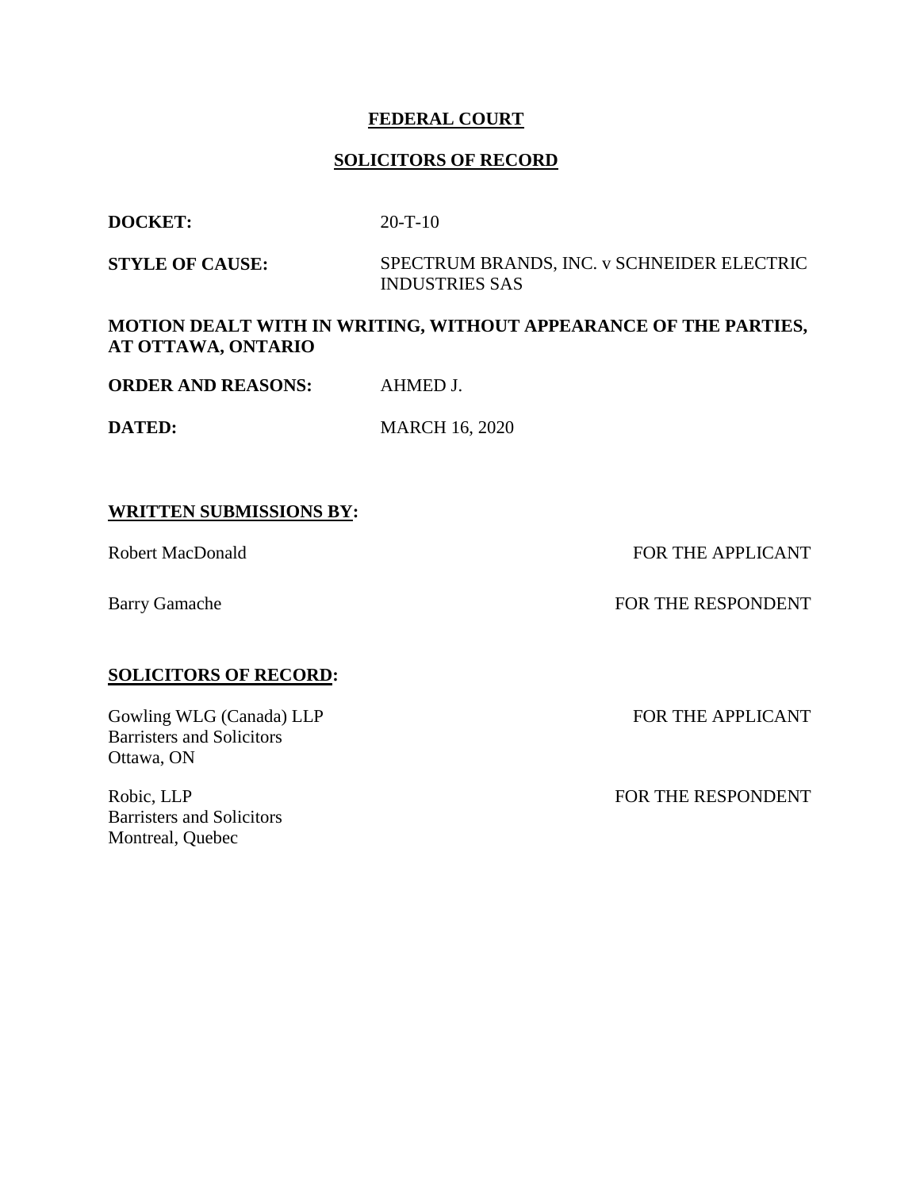**FEDERAL COURT**

**SOLICITORS OF RECORD**

| | |
|---|---|
| **DOCKET:** | 20-T-10 |
| **STYLE OF CAUSE:** | SPECTRUM BRANDS, INC. v SCHNEIDER ELECTRIC INDUSTRIES SAS |

**MOTION DEALT WITH IN WRITING, WITHOUT APPEARANCE OF THE PARTIES, AT OTTAWA, ONTARIO**

| | |
|---|---|
| **ORDER AND REASONS:** | AHMED J. |
| **DATED:** | MARCH 16, 2020 |

**WRITTEN SUBMISSIONS BY:**

| | |
|---|---|
| Robert MacDonald | FOR THE APPLICANT |
| Barry Gamache | FOR THE RESPONDENT |

**SOLICITORS OF RECORD:**

| | |
|---|---|
| Gowling WLG (Canada) LLP<br>Barristers and Solicitors<br>Ottawa, ON | FOR THE APPLICANT |
| Robic, LLP<br>Barristers and Solicitors<br>Montreal, Quebec | FOR THE RESPONDENT |